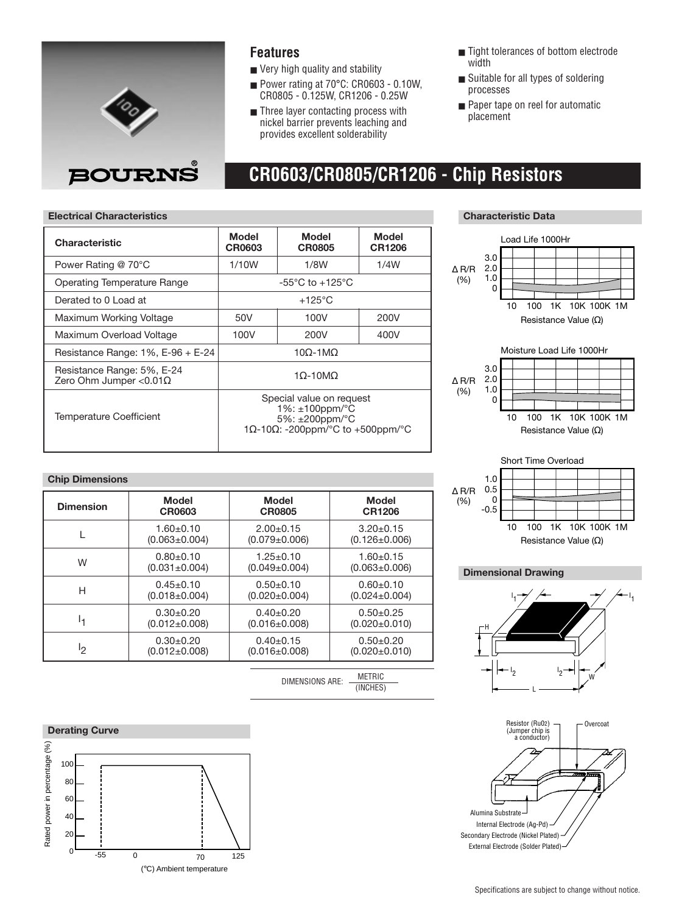## Features

- Very high quality and stability
- Power rating at 70°C: CR0603 - 0.10W, CR0805 - 0.125W, CR1206 - 0.25W
- Three layer contacting process with nickel barrier prevents leaching and provides excellent solderability
- Tight tolerances of bottom electrode width
- Suitable for all types of soldering processes
- Paper tape on reel for automatic placement

# CR0603/CR0805/CR1206 - Chip Resistors

### Electrical Characteristics

| Characteristic | Model CR0603 | Model CR0805 | Model CR1206 |
|---|---|---|---|
| Power Rating @ 70°C | 1/10W | 1/8W | 1/4W |
| Operating Temperature Range | -55°C to +125°C | | |
| Derated to 0 Load at | +125°C | | |
| Maximum Working Voltage | 50V | 100V | 200V |
| Maximum Overload Voltage | 100V | 200V | 400V |
| Resistance Range: 1%, E-96 + E-24 | 10Ω-1MΩ | | |
| Resistance Range: 5%, E-24<br>Zero Ohm Jumper <0.01Ω | 1Ω-10MΩ | | |
| Temperature Coefficient | Special value on request<br>1%: ±100ppm/°C<br>5%: ±200ppm/°C<br>1Ω-10Ω: -200ppm/°C to +500ppm/°C | | |

### Chip Dimensions

| Dimension | Model CR0603 | Model CR0805 | Model CR1206 |
|---|---|---|---|
| L | 1.60±0.10<br>(0.063±0.004) | 2.00±0.15<br>(0.079±0.006) | 3.20±0.15<br>(0.126±0.006) |
| W | 0.80±0.10<br>(0.031±0.004) | 1.25±0.10<br>(0.049±0.004) | 1.60±0.15<br>(0.063±0.006) |
| H | 0.45±0.10<br>(0.018±0.004) | 0.50±0.10<br>(0.020±0.004) | 0.60±0.10<br>(0.024±0.004) |
| $l_1$ | 0.30±0.20<br>(0.012±0.008) | 0.40±0.20<br>(0.016±0.008) | 0.50±0.25<br>(0.020±0.010) |
| $l_2$ | 0.30±0.20<br>(0.012±0.008) | 0.40±0.15<br>(0.016±0.008) | 0.50±0.20<br>(0.020±0.010) |

DIMENSIONS ARE: METRIC (INCHES)

### Derating Curve

Rated power in percentage (%) vs. (°C) Ambient temperature

### Characteristic Data

Load Life 1000Hr — ΔR/R (%) vs. Resistance Value (Ω)

Moisture Load Life 1000Hr — ΔR/R (%) vs. Resistance Value (Ω)

Short Time Overload — ΔR/R (%) vs. Resistance Value (Ω)

### Dimensional Drawing

Resistor (RuO2) (Jumper chip is a conductor)
Overcoat
Alumina Substrate
Internal Electrode (Ag-Pd)
Secondary Electrode (Nickel Plated)
External Electrode (Solder Plated)

Specifications are subject to change without notice.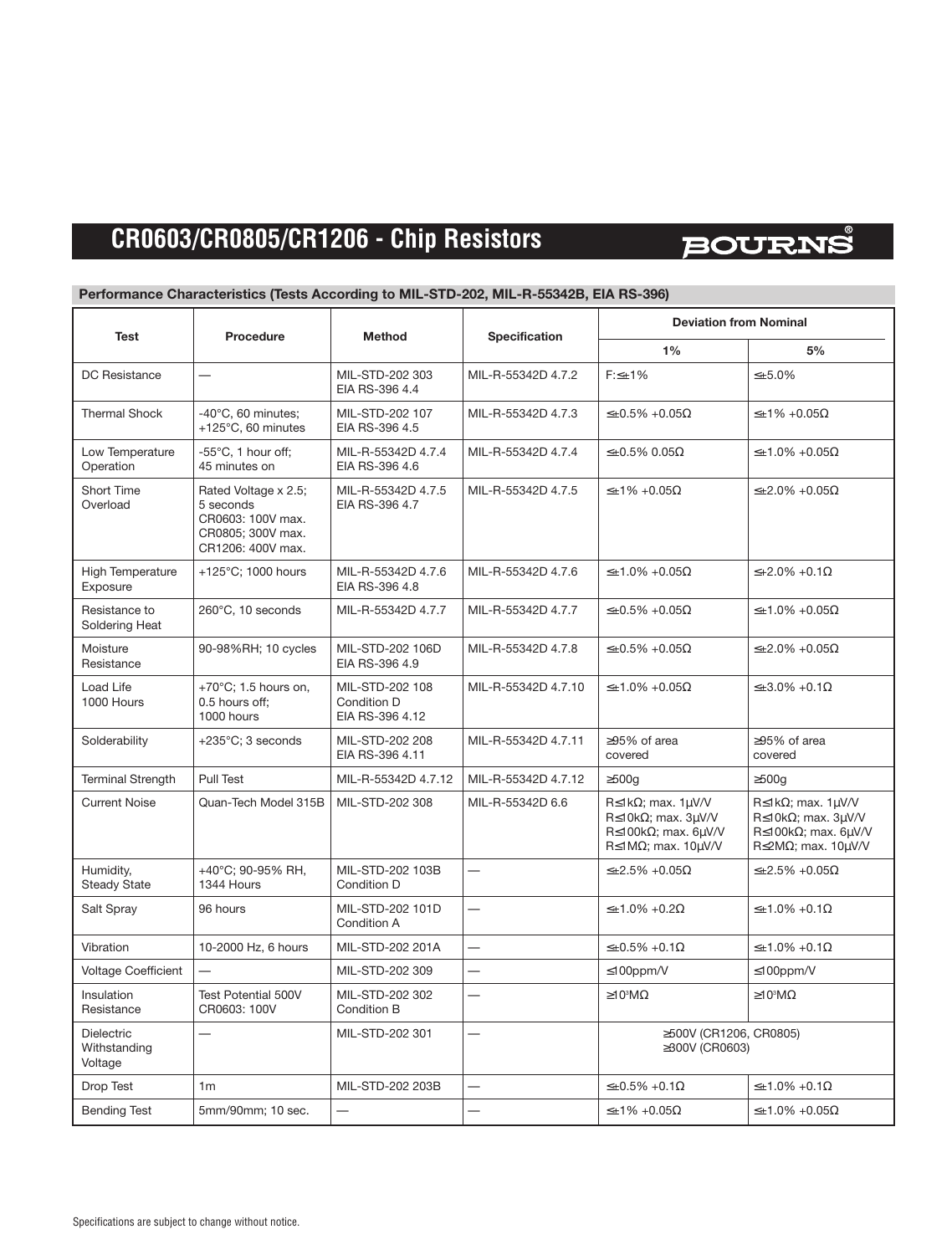# CR0603/CR0805/CR1206 - Chip Resistors

## Performance Characteristics (Tests According to MIL-STD-202, MIL-R-55342B, EIA RS-396)

| Test | Procedure | Method | Specification | Deviation from Nominal | |
|---|---|---|---|---|---|
| | | | | 1% | 5% |
| DC Resistance | — | MIL-STD-202 303<br>EIA RS-396 4.4 | MIL-R-55342D 4.7.2 | F:≤±1% | ≤±5.0% |
| Thermal Shock | -40°C, 60 minutes;<br>+125°C, 60 minutes | MIL-STD-202 107<br>EIA RS-396 4.5 | MIL-R-55342D 4.7.3 | ≤±0.5% +0.05Ω | ≤±1% +0.05Ω |
| Low Temperature Operation | -55°C, 1 hour off;<br>45 minutes on | MIL-R-55342D 4.7.4<br>EIA RS-396 4.6 | MIL-R-55342D 4.7.4 | ≤±0.5% 0.05Ω | ≤±1.0% +0.05Ω |
| Short Time Overload | Rated Voltage x 2.5;<br>5 seconds<br>CR0603: 100V max.<br>CR0805; 300V max.<br>CR1206: 400V max. | MIL-R-55342D 4.7.5<br>EIA RS-396 4.7 | MIL-R-55342D 4.7.5 | ≤±1% +0.05Ω | ≤±2.0% +0.05Ω |
| High Temperature Exposure | +125°C; 1000 hours | MIL-R-55342D 4.7.6<br>EIA RS-396 4.8 | MIL-R-55342D 4.7.6 | ≤±1.0% +0.05Ω | ≤+2.0% +0.1Ω |
| Resistance to Soldering Heat | 260°C, 10 seconds | MIL-R-55342D 4.7.7 | MIL-R-55342D 4.7.7 | ≤±0.5% +0.05Ω | ≤±1.0% +0.05Ω |
| Moisture Resistance | 90-98%RH; 10 cycles | MIL-STD-202 106D<br>EIA RS-396 4.9 | MIL-R-55342D 4.7.8 | ≤±0.5% +0.05Ω | ≤±2.0% +0.05Ω |
| Load Life 1000 Hours | +70°C; 1.5 hours on,<br>0.5 hours off;<br>1000 hours | MIL-STD-202 108<br>Condition D<br>EIA RS-396 4.12 | MIL-R-55342D 4.7.10 | ≤±1.0% +0.05Ω | ≤±3.0% +0.1Ω |
| Solderability | +235°C; 3 seconds | MIL-STD-202 208<br>EIA RS-396 4.11 | MIL-R-55342D 4.7.11 | ≥95% of area covered | ≥95% of area covered |
| Terminal Strength | Pull Test | MIL-R-55342D 4.7.12 | MIL-R-55342D 4.7.12 | ≥500g | ≥500g |
| Current Noise | Quan-Tech Model 315B | MIL-STD-202 308 | MIL-R-55342D 6.6 | R≤1kΩ; max. 1μV/V<br>R≤10kΩ; max. 3μV/V<br>R≤100kΩ; max. 6μV/V<br>R≤1MΩ; max. 10μV/V | R≤1kΩ; max. 1μV/V<br>R≤10kΩ; max. 3μV/V<br>R≤100kΩ; max. 6μV/V<br>R≤2MΩ; max. 10μV/V |
| Humidity, Steady State | +40°C; 90-95% RH,<br>1344 Hours | MIL-STD-202 103B<br>Condition D | — | ≤±2.5% +0.05Ω | ≤±2.5% +0.05Ω |
| Salt Spray | 96 hours | MIL-STD-202 101D<br>Condition A | — | ≤±1.0% +0.2Ω | ≤±1.0% +0.1Ω |
| Vibration | 10-2000 Hz, 6 hours | MIL-STD-202 201A | — | ≤±0.5% +0.1Ω | ≤±1.0% +0.1Ω |
| Voltage Coefficient | — | MIL-STD-202 309 | — | ≤100ppm/V | ≤100ppm/V |
| Insulation Resistance | Test Potential 500V<br>CR0603: 100V | MIL-STD-202 302<br>Condition B | — | ≥$10^3$MΩ | ≥$10^3$MΩ |
| Dielectric Withstanding Voltage | — | MIL-STD-202 301 | — | ≥500V (CR1206, CR0805)<br>≥300V (CR0603) | |
| Drop Test | 1m | MIL-STD-202 203B | — | ≤±0.5% +0.1Ω | ≤±1.0% +0.1Ω |
| Bending Test | 5mm/90mm; 10 sec. | — | — | ≤±1% +0.05Ω | ≤±1.0% +0.05Ω |

Specifications are subject to change without notice.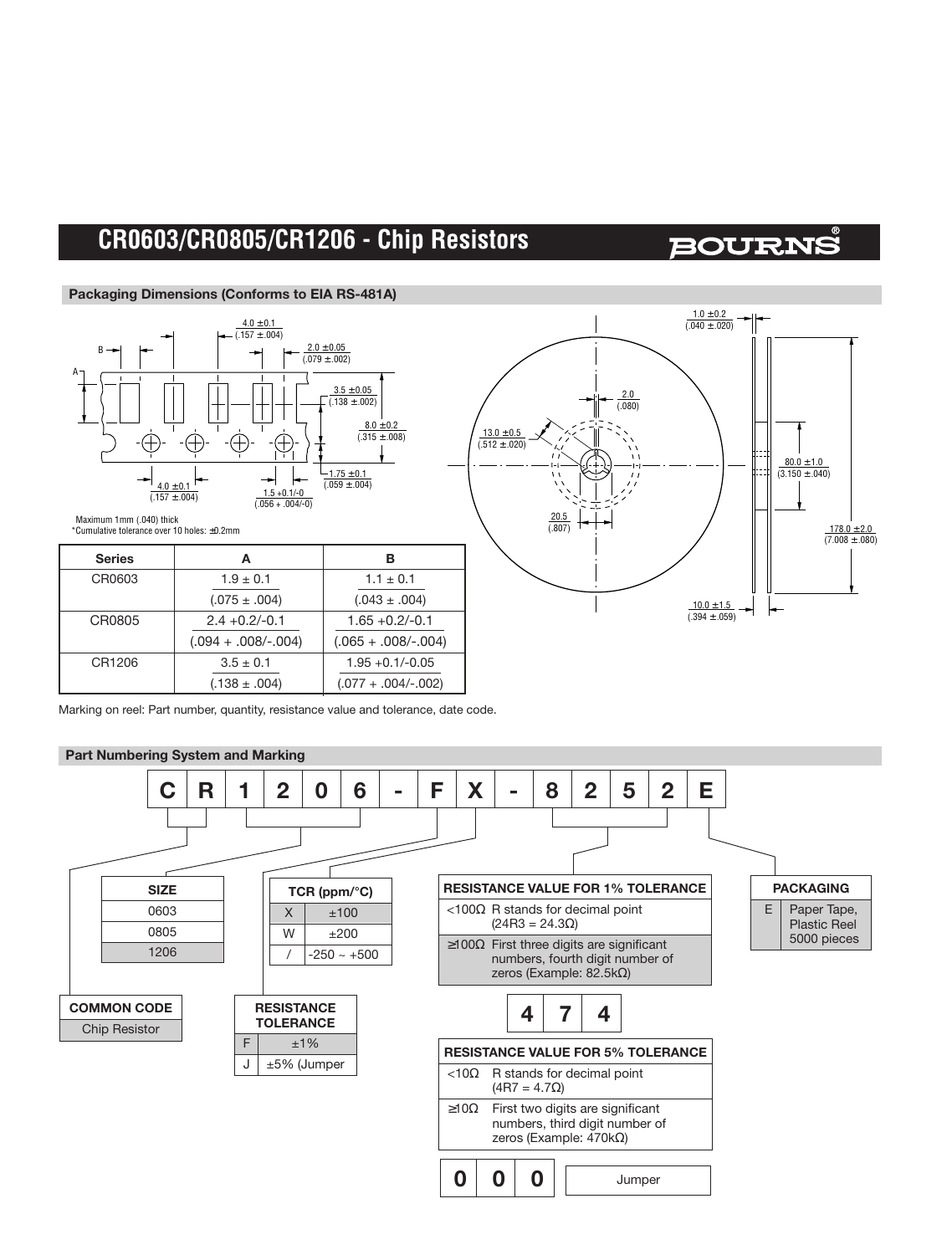# CR0603/CR0805/CR1206 - Chip Resistors

## Packaging Dimensions (Conforms to EIA RS-481A)

4.0 ±0.1 (.157 ±.004)

2.0 ±0.05 (.079 ±.002)

3.5 ±0.05 (.138 ±.002)

8.0 ±0.2 (.315 ±.008)

1.75 ±0.1 (.059 ±.004)

4.0 ±0.1 (.157 ±.004)

1.5 +0.1/-0 (.056 + .004/-0)

Maximum 1mm (.040) thick

*Cumulative tolerance over 10 holes: ±0.2mm

1.0 ±0.2 (.040 ±.020)

2.0 (.080)

13.0 ±0.5 (.512 ±.020)

80.0 ±1.0 (3.150 ±.040)

20.5 (.807)

178.0 ±2.0 (7.008 ±.080)

10.0 ±1.5 (.394 ±.059)

| Series | A | B |
|---|---|---|
| CR0603 | 1.9 ± 0.1<br>(.075 ± .004) | 1.1 ± 0.1<br>(.043 ± .004) |
| CR0805 | 2.4 +0.2/-0.1<br>(.094 + .008/-.004) | 1.65 +0.2/-0.1<br>(.065 + .008/-.004) |
| CR1206 | 3.5 ± 0.1<br>(.138 ± .004) | 1.95 +0.1/-0.05<br>(.077 + .004/-.002) |

Marking on reel: Part number, quantity, resistance value and tolerance, date code.

## Part Numbering System and Marking

**C R 1 2 0 6 - F X - 8 2 5 2 E**

| SIZE |
|---|
| 0603 |
| 0805 |
| 1206 |

| COMMON CODE |
|---|
| Chip Resistor |

| TCR (ppm/°C) | |
|---|---|
| X | ±100 |
| W | ±200 |
| / | -250 ~ +500 |

| RESISTANCE TOLERANCE | |
|---|---|
| F | ±1% |
| J | ±5% (Jumper |

| RESISTANCE VALUE FOR 1% TOLERANCE | |
|---|---|
| <100Ω | R stands for decimal point (24R3 = 24.3Ω) |
| ≥100Ω | First three digits are significant numbers, fourth digit number of zeros (Example: 82.5kΩ) |

**4 7 4**

| RESISTANCE VALUE FOR 5% TOLERANCE | |
|---|---|
| <10Ω | R stands for decimal point (4R7 = 4.7Ω) |
| ≥10Ω | First two digits are significant numbers, third digit number of zeros (Example: 470kΩ) |

**0 0 0** Jumper

| PACKAGING | |
|---|---|
| E | Paper Tape, Plastic Reel 5000 pieces |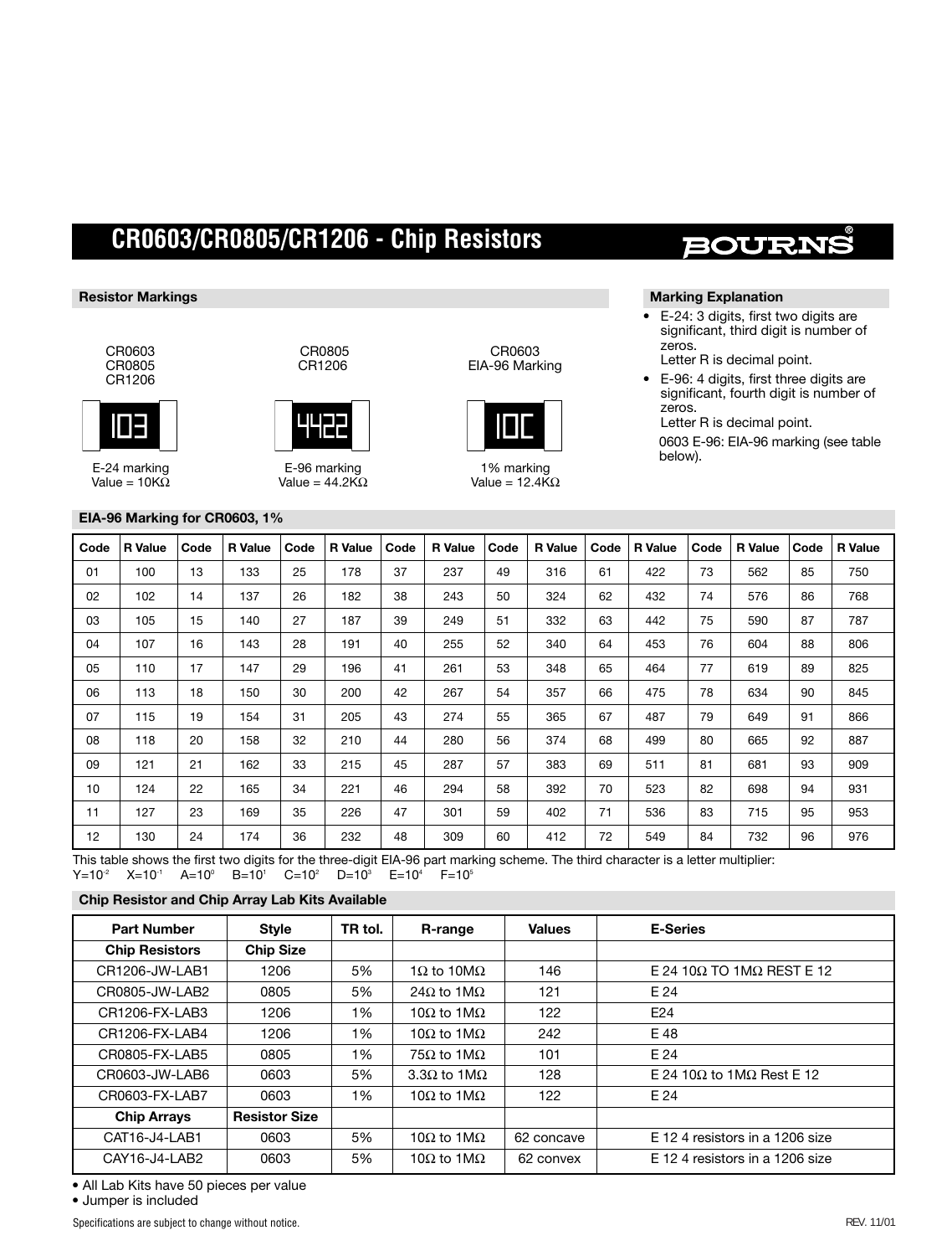# CR0603/CR0805/CR1206 - Chip Resistors

BOURNS®

## Resistor Markings

CR0603
CR0805
CR1206

103

E-24 marking
Value = 10KΩ

CR0805
CR1206

4422

E-96 marking
Value = 44.2KΩ

CR0603
EIA-96 Marking

10C

1% marking
Value = 12.4KΩ

## Marking Explanation

- E-24: 3 digits, first two digits are significant, third digit is number of zeros.
  Letter R is decimal point.
- E-96: 4 digits, first three digits are significant, fourth digit is number of zeros.
  Letter R is decimal point.

  0603 E-96: EIA-96 marking (see table below).

## EIA-96 Marking for CR0603, 1%

| Code | R Value | Code | R Value | Code | R Value | Code | R Value | Code | R Value | Code | R Value | Code | R Value | Code | R Value |
|---|---|---|---|---|---|---|---|---|---|---|---|---|---|---|---|
| 01 | 100 | 13 | 133 | 25 | 178 | 37 | 237 | 49 | 316 | 61 | 422 | 73 | 562 | 85 | 750 |
| 02 | 102 | 14 | 137 | 26 | 182 | 38 | 243 | 50 | 324 | 62 | 432 | 74 | 576 | 86 | 768 |
| 03 | 105 | 15 | 140 | 27 | 187 | 39 | 249 | 51 | 332 | 63 | 442 | 75 | 590 | 87 | 787 |
| 04 | 107 | 16 | 143 | 28 | 191 | 40 | 255 | 52 | 340 | 64 | 453 | 76 | 604 | 88 | 806 |
| 05 | 110 | 17 | 147 | 29 | 196 | 41 | 261 | 53 | 348 | 65 | 464 | 77 | 619 | 89 | 825 |
| 06 | 113 | 18 | 150 | 30 | 200 | 42 | 267 | 54 | 357 | 66 | 475 | 78 | 634 | 90 | 845 |
| 07 | 115 | 19 | 154 | 31 | 205 | 43 | 274 | 55 | 365 | 67 | 487 | 79 | 649 | 91 | 866 |
| 08 | 118 | 20 | 158 | 32 | 210 | 44 | 280 | 56 | 374 | 68 | 499 | 80 | 665 | 92 | 887 |
| 09 | 121 | 21 | 162 | 33 | 215 | 45 | 287 | 57 | 383 | 69 | 511 | 81 | 681 | 93 | 909 |
| 10 | 124 | 22 | 165 | 34 | 221 | 46 | 294 | 58 | 392 | 70 | 523 | 82 | 698 | 94 | 931 |
| 11 | 127 | 23 | 169 | 35 | 226 | 47 | 301 | 59 | 402 | 71 | 536 | 83 | 715 | 95 | 953 |
| 12 | 130 | 24 | 174 | 36 | 232 | 48 | 309 | 60 | 412 | 72 | 549 | 84 | 732 | 96 | 976 |

This table shows the first two digits for the three-digit EIA-96 part marking scheme. The third character is a letter multiplier:
$Y=10^{-2}$ $X=10^{-1}$ $A=10^{0}$ $B=10^{1}$ $C=10^{2}$ $D=10^{3}$ $E=10^{4}$ $F=10^{5}$

## Chip Resistor and Chip Array Lab Kits Available

| Part Number | Style | TR tol. | R-range | Values | E-Series |
|---|---|---|---|---|---|
| **Chip Resistors** | **Chip Size** | | | | |
| CR1206-JW-LAB1 | 1206 | 5% | 1Ω to 10MΩ | 146 | E 24 10Ω TO 1MΩ REST E 12 |
| CR0805-JW-LAB2 | 0805 | 5% | 24Ω to 1MΩ | 121 | E 24 |
| CR1206-FX-LAB3 | 1206 | 1% | 10Ω to 1MΩ | 122 | E24 |
| CR1206-FX-LAB4 | 1206 | 1% | 10Ω to 1MΩ | 242 | E 48 |
| CR0805-FX-LAB5 | 0805 | 1% | 75Ω to 1MΩ | 101 | E 24 |
| CR0603-JW-LAB6 | 0603 | 5% | 3.3Ω to 1MΩ | 128 | E 24 10Ω to 1MΩ Rest E 12 |
| CR0603-FX-LAB7 | 0603 | 1% | 10Ω to 1MΩ | 122 | E 24 |
| **Chip Arrays** | **Resistor Size** | | | | |
| CAT16-J4-LAB1 | 0603 | 5% | 10Ω to 1MΩ | 62 concave | E 12 4 resistors in a 1206 size |
| CAY16-J4-LAB2 | 0603 | 5% | 10Ω to 1MΩ | 62 convex | E 12 4 resistors in a 1206 size |

- All Lab Kits have 50 pieces per value
- Jumper is included

Specifications are subject to change without notice.

REV. 11/01